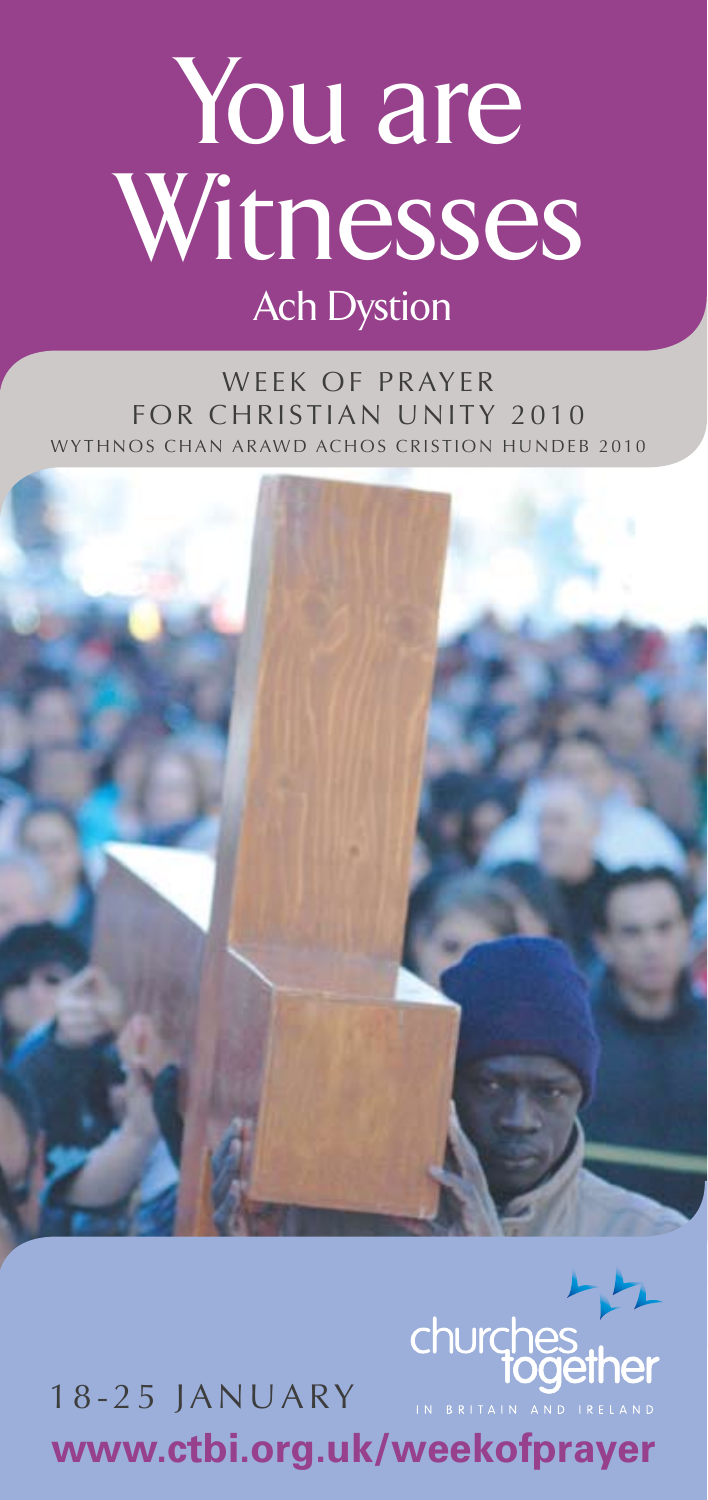# You are Witnesses

## Ach Dystion

WEEK OF PRAYER FOR CHRISTIAN UNITY 2010

WYTHNOS CHAN ARAWD ACHOS CRISTION HUNDEB 2010

churches together IN BRITAIN AND IRELAND

18-25 JANUARY

**www.ctbi.org.uk/weekofprayer**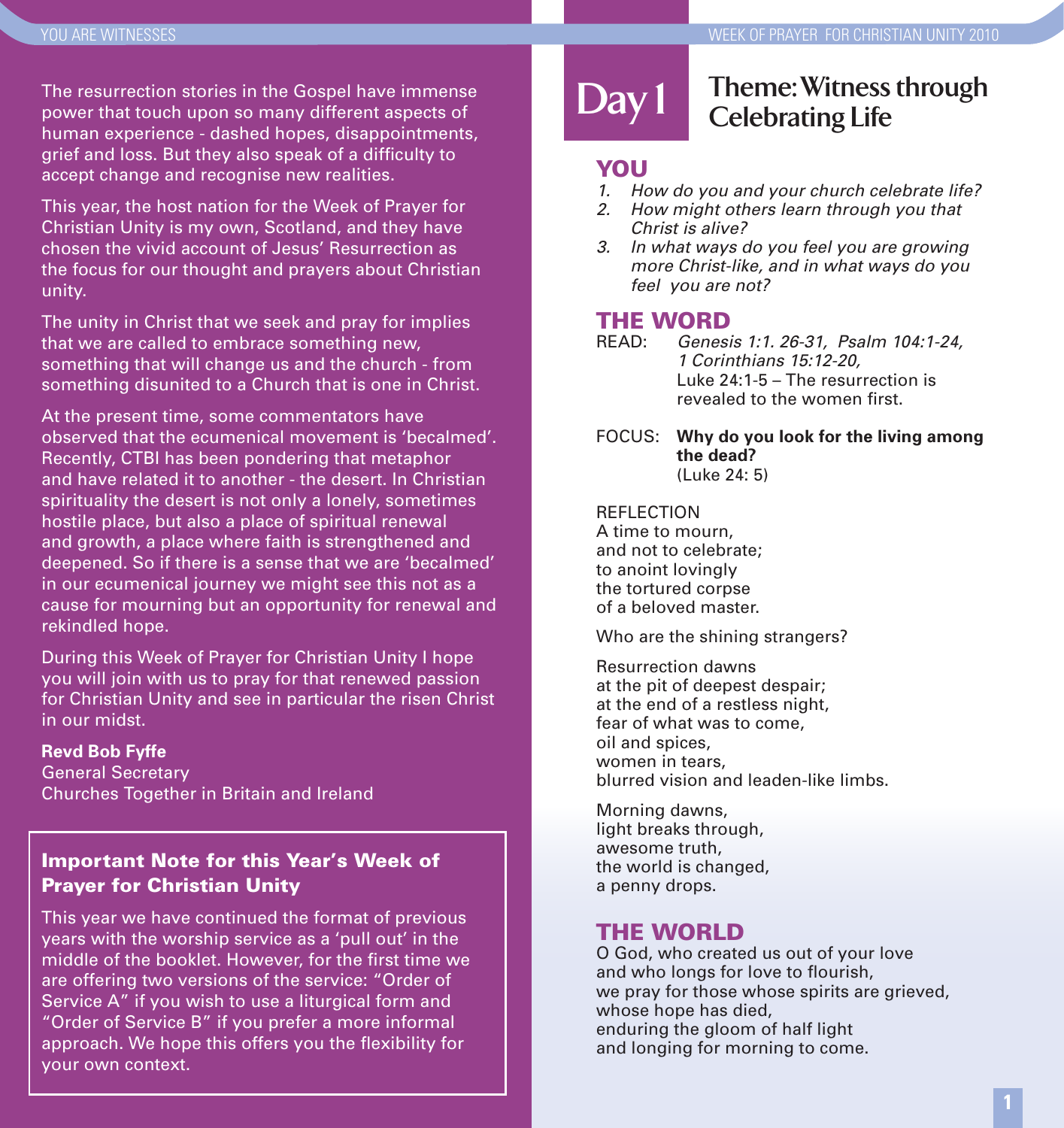The resurrection stories in the Gospel have immense power that touch upon so many different aspects of human experience - dashed hopes, disappointments, grief and loss. But they also speak of a difficulty to accept change and recognise new realities.

This year, the host nation for the Week of Prayer for Christian Unity is my own, Scotland, and they have chosen the vivid account of Jesus' Resurrection as the focus for our thought and prayers about Christian unity.

The unity in Christ that we seek and pray for implies that we are called to embrace something new, something that will change us and the church - from something disunited to a Church that is one in Christ.

At the present time, some commentators have observed that the ecumenical movement is 'becalmed'. Recently, CTBI has been pondering that metaphor and have related it to another - the desert. In Christian spirituality the desert is not only a lonely, sometimes hostile place, but also a place of spiritual renewal and growth, a place where faith is strengthened and deepened. So if there is a sense that we are 'becalmed' in our ecumenical journey we might see this not as a cause for mourning but an opportunity for renewal and rekindled hope.

During this Week of Prayer for Christian Unity I hope you will join with us to pray for that renewed passion for Christian Unity and see in particular the risen Christ in our midst.

**Revd Bob Fyffe**
General Secretary
Churches Together in Britain and Ireland

### Important Note for this Year's Week of Prayer for Christian Unity

This year we have continued the format of previous years with the worship service as a 'pull out' in the middle of the booklet. However, for the first time we are offering two versions of the service: "Order of Service A" if you wish to use a liturgical form and "Order of Service B" if you prefer a more informal approach. We hope this offers you the flexibility for your own context.

# Day 1

## Theme: Witness through Celebrating Life

### YOU

1. *How do you and your church celebrate life?*
2. *How might others learn through you that Christ is alive?*
3. *In what ways do you feel you are growing more Christ-like, and in what ways do you feel you are not?*

### THE WORD

READ: *Genesis 1:1. 26-31, Psalm 104:1-24, 1 Corinthians 15:12-20,*
Luke 24:1-5 – The resurrection is revealed to the women first.

FOCUS: **Why do you look for the living among the dead?**
(Luke 24: 5)

REFLECTION

A time to mourn,
and not to celebrate;
to anoint lovingly
the tortured corpse
of a beloved master.

Who are the shining strangers?

Resurrection dawns
at the pit of deepest despair;
at the end of a restless night,
fear of what was to come,
oil and spices,
women in tears,
blurred vision and leaden-like limbs.

Morning dawns,
light breaks through,
awesome truth,
the world is changed,
a penny drops.

### THE WORLD

O God, who created us out of your love
and who longs for love to flourish,
we pray for those whose spirits are grieved,
whose hope has died,
enduring the gloom of half light
and longing for morning to come.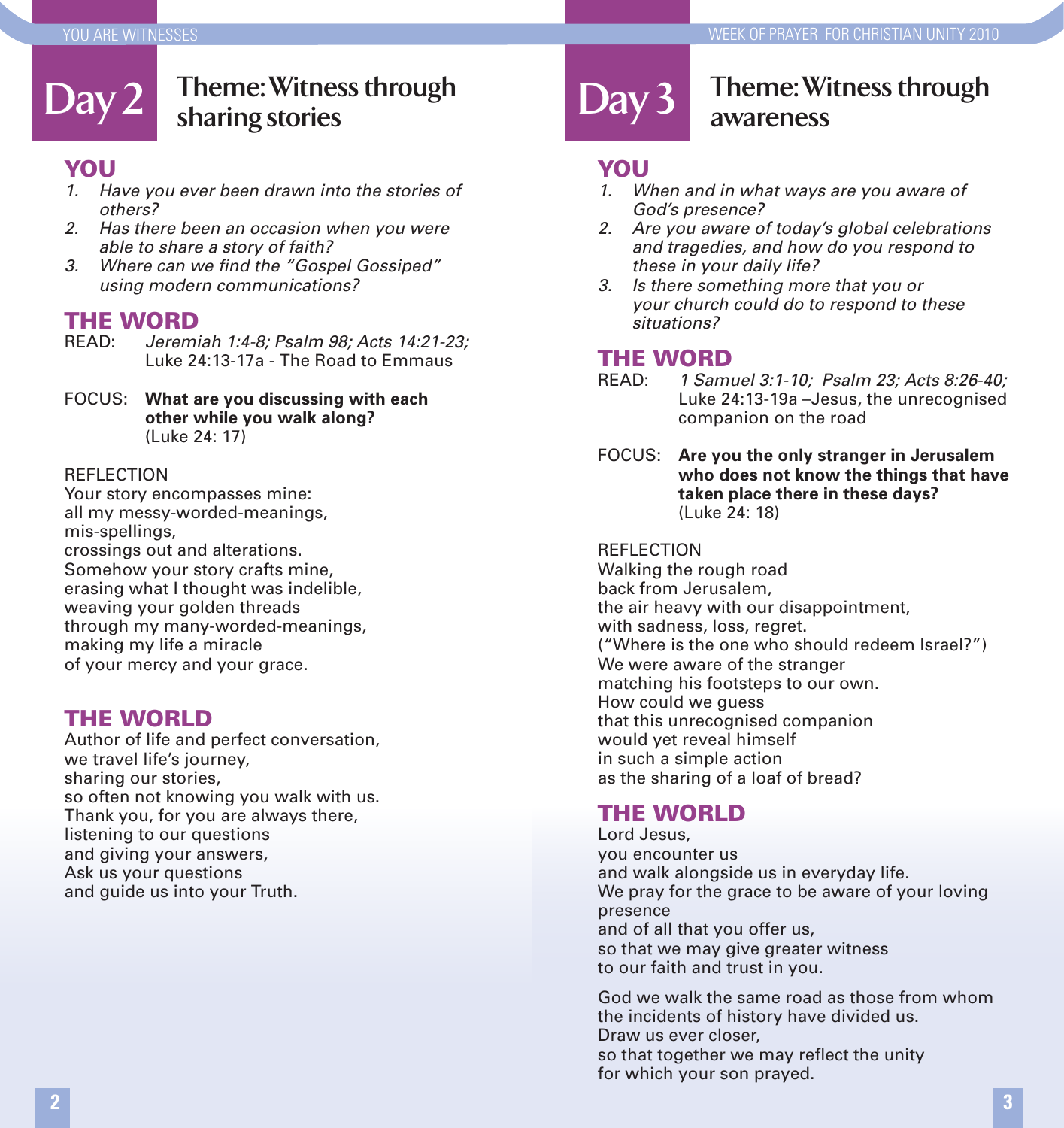# Day 2

## Theme: Witness through sharing stories

### YOU

1. *Have you ever been drawn into the stories of others?*
2. *Has there been an occasion when you were able to share a story of faith?*
3. *Where can we find the "Gospel Gossiped" using modern communications?*

### THE WORD

READ: *Jeremiah 1:4-8; Psalm 98; Acts 14:21-23;* Luke 24:13-17a - The Road to Emmaus

FOCUS: **What are you discussing with each other while you walk along?** (Luke 24: 17)

REFLECTION

Your story encompasses mine:
all my messy-worded-meanings,
mis-spellings,
crossings out and alterations.
Somehow your story crafts mine,
erasing what I thought was indelible,
weaving your golden threads
through my many-worded-meanings,
making my life a miracle
of your mercy and your grace.

### THE WORLD

Author of life and perfect conversation,
we travel life's journey,
sharing our stories,
so often not knowing you walk with us.
Thank you, for you are always there,
listening to our questions
and giving your answers,
Ask us your questions
and guide us into your Truth.

# Day 3

## Theme: Witness through awareness

### YOU

1. *When and in what ways are you aware of God's presence?*
2. *Are you aware of today's global celebrations and tragedies, and how do you respond to these in your daily life?*
3. *Is there something more that you or your church could do to respond to these situations?*

### THE WORD

READ: *1 Samuel 3:1-10; Psalm 23; Acts 8:26-40;* Luke 24:13-19a –Jesus, the unrecognised companion on the road

FOCUS: **Are you the only stranger in Jerusalem who does not know the things that have taken place there in these days?** (Luke 24: 18)

REFLECTION

Walking the rough road
back from Jerusalem,
the air heavy with our disappointment,
with sadness, loss, regret.
("Where is the one who should redeem Israel?")
We were aware of the stranger
matching his footsteps to our own.
How could we guess
that this unrecognised companion
would yet reveal himself
in such a simple action
as the sharing of a loaf of bread?

### THE WORLD

Lord Jesus,
you encounter us
and walk alongside us in everyday life.
We pray for the grace to be aware of your loving presence
and of all that you offer us,
so that we may give greater witness
to our faith and trust in you.

God we walk the same road as those from whom
the incidents of history have divided us.
Draw us ever closer,
so that together we may reflect the unity
for which your son prayed.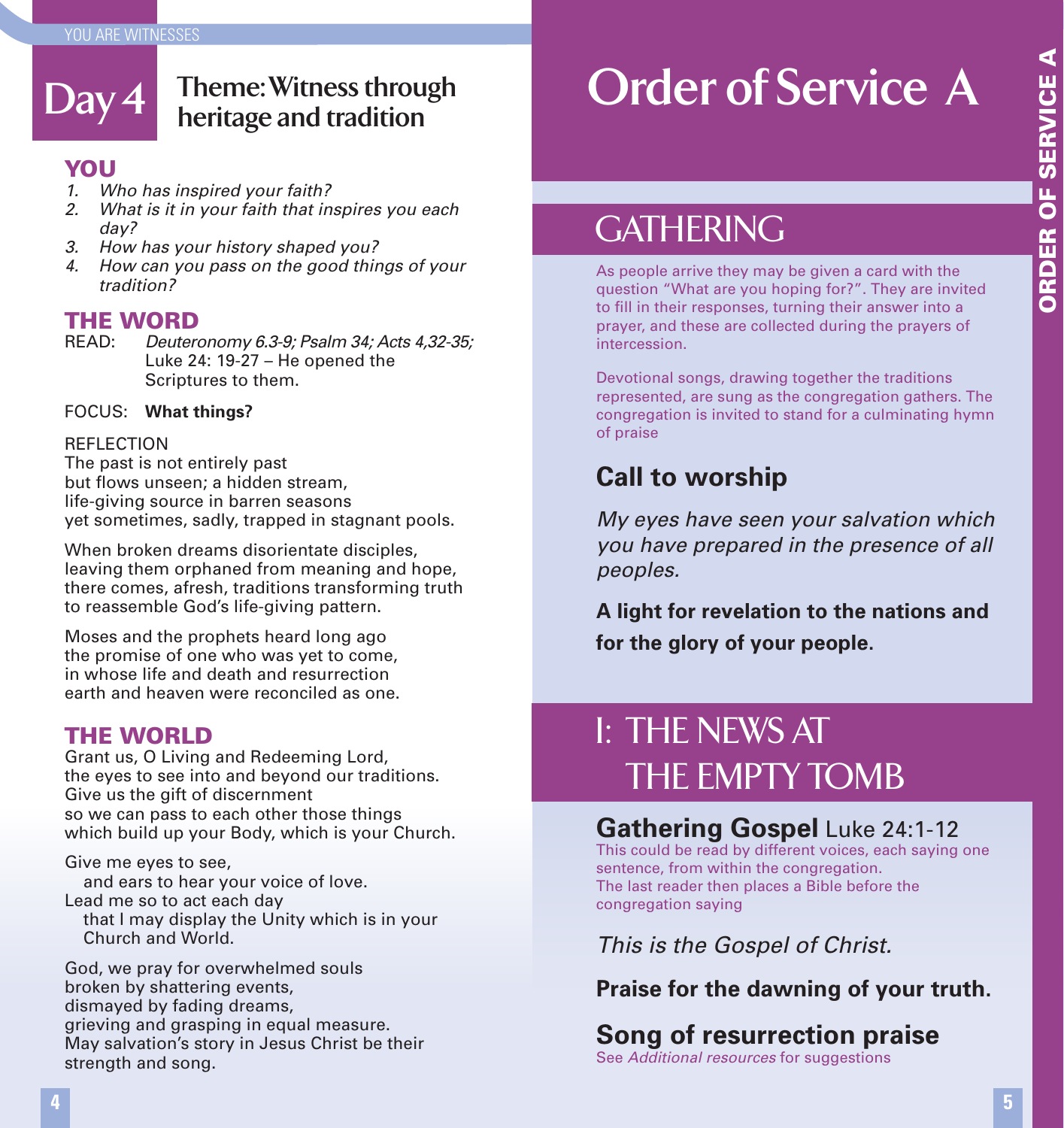# Day 4 Theme: Witness through heritage and tradition

## YOU

1. *Who has inspired your faith?*
2. *What is it in your faith that inspires you each day?*
3. *How has your history shaped you?*
4. *How can you pass on the good things of your tradition?*

## THE WORD

READ: *Deuteronomy 6.3-9; Psalm 34; Acts 4,32-35;* Luke 24: 19-27 – He opened the Scriptures to them.

FOCUS: **What things?**

REFLECTION

The past is not entirely past
but flows unseen; a hidden stream,
life-giving source in barren seasons
yet sometimes, sadly, trapped in stagnant pools.

When broken dreams disorientate disciples,
leaving them orphaned from meaning and hope,
there comes, afresh, traditions transforming truth
to reassemble God's life-giving pattern.

Moses and the prophets heard long ago
the promise of one who was yet to come,
in whose life and death and resurrection
earth and heaven were reconciled as one.

## THE WORLD

Grant us, O Living and Redeeming Lord,
the eyes to see into and beyond our traditions.
Give us the gift of discernment
so we can pass to each other those things
which build up your Body, which is your Church.

Give me eyes to see,
and ears to hear your voice of love.
Lead me so to act each day
that I may display the Unity which is in your Church and World.

God, we pray for overwhelmed souls
broken by shattering events,
dismayed by fading dreams,
grieving and grasping in equal measure.
May salvation's story in Jesus Christ be their strength and song.

# Order of Service A

## GATHERING

As people arrive they may be given a card with the question "What are you hoping for?". They are invited to fill in their responses, turning their answer into a prayer, and these are collected during the prayers of intercession.

Devotional songs, drawing together the traditions represented, are sung as the congregation gathers. The congregation is invited to stand for a culminating hymn of praise

### Call to worship

*My eyes have seen your salvation which you have prepared in the presence of all peoples.*

**A light for revelation to the nations and for the glory of your people.**

## I: THE NEWS AT THE EMPTY TOMB

### Gathering Gospel Luke 24:1-12

This could be read by different voices, each saying one sentence, from within the congregation.
The last reader then places a Bible before the congregation saying

*This is the Gospel of Christ.*

**Praise for the dawning of your truth.**

### Song of resurrection praise

See *Additional resources* for suggestions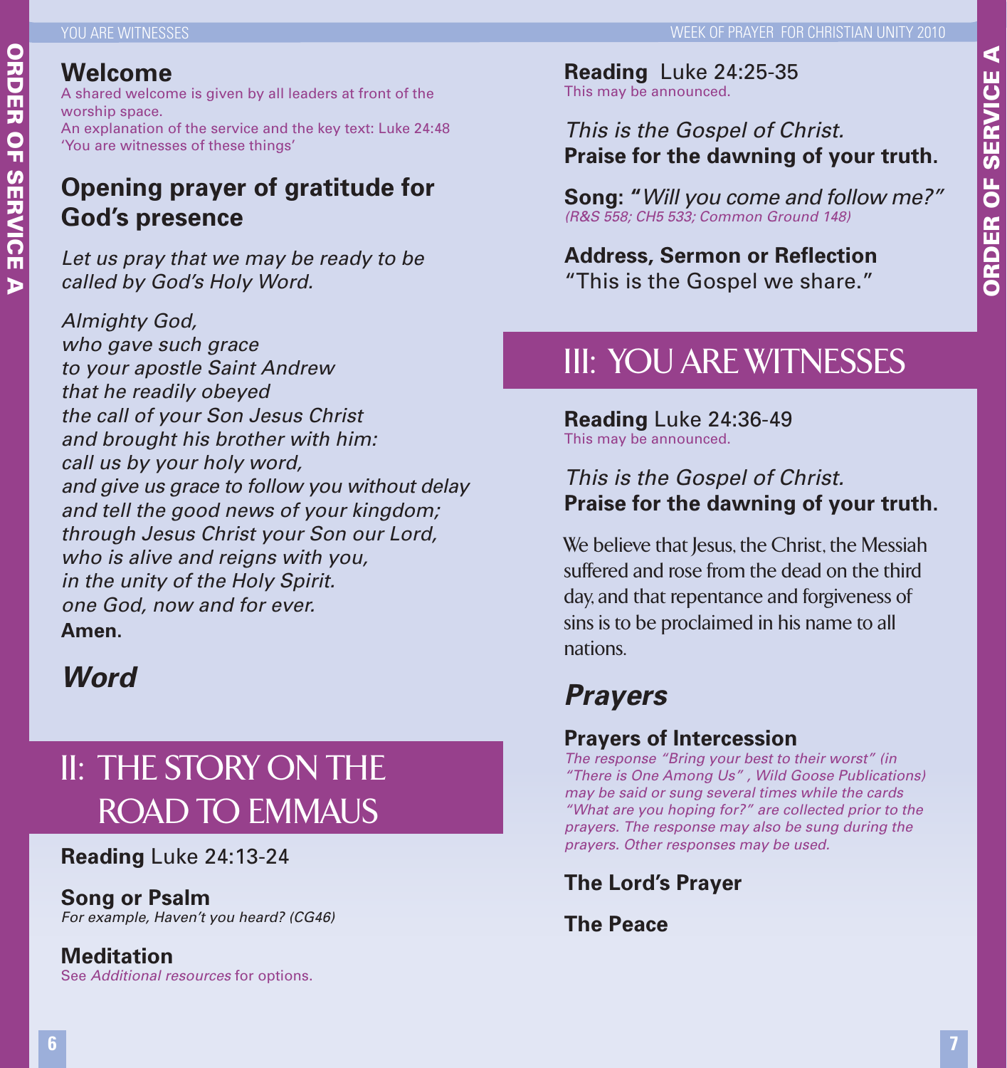## Welcome

A shared welcome is given by all leaders at front of the worship space.
An explanation of the service and the key text: Luke 24:48 'You are witnesses of these things'

## Opening prayer of gratitude for God's presence

*Let us pray that we may be ready to be called by God's Holy Word.*

*Almighty God,*
*who gave such grace*
*to your apostle Saint Andrew*
*that he readily obeyed*
*the call of your Son Jesus Christ*
*and brought his brother with him:*
*call us by your holy word,*
*and give us grace to follow you without delay*
*and tell the good news of your kingdom;*
*through Jesus Christ your Son our Lord,*
*who is alive and reigns with you,*
*in the unity of the Holy Spirit.*
*one God, now and for ever.*
**Amen.**

## *Word*

# II: THE STORY ON THE ROAD TO EMMAUS

**Reading** Luke 24:13-24

**Song or Psalm**
*For example, Haven't you heard? (CG46)*

**Meditation**
See *Additional resources* for options.

**Reading** Luke 24:25-35
This may be announced.

*This is the Gospel of Christ.*
**Praise for the dawning of your truth.**

**Song: "***Will you come and follow me?"*
*(R&S 558; CH5 533; Common Ground 148)*

**Address, Sermon or Reflection**
"This is the Gospel we share."

# III: YOU ARE WITNESSES

**Reading** Luke 24:36-49
This may be announced.

*This is the Gospel of Christ.*
**Praise for the dawning of your truth.**

We believe that Jesus, the Christ, the Messiah suffered and rose from the dead on the third day, and that repentance and forgiveness of sins is to be proclaimed in his name to all nations.

## *Prayers*

### Prayers of Intercession

*The response "Bring your best to their worst" (in "There is One Among Us" , Wild Goose Publications) may be said or sung several times while the cards "What are you hoping for?" are collected prior to the prayers. The response may also be sung during the prayers. Other responses may be used.*

### The Lord's Prayer

### The Peace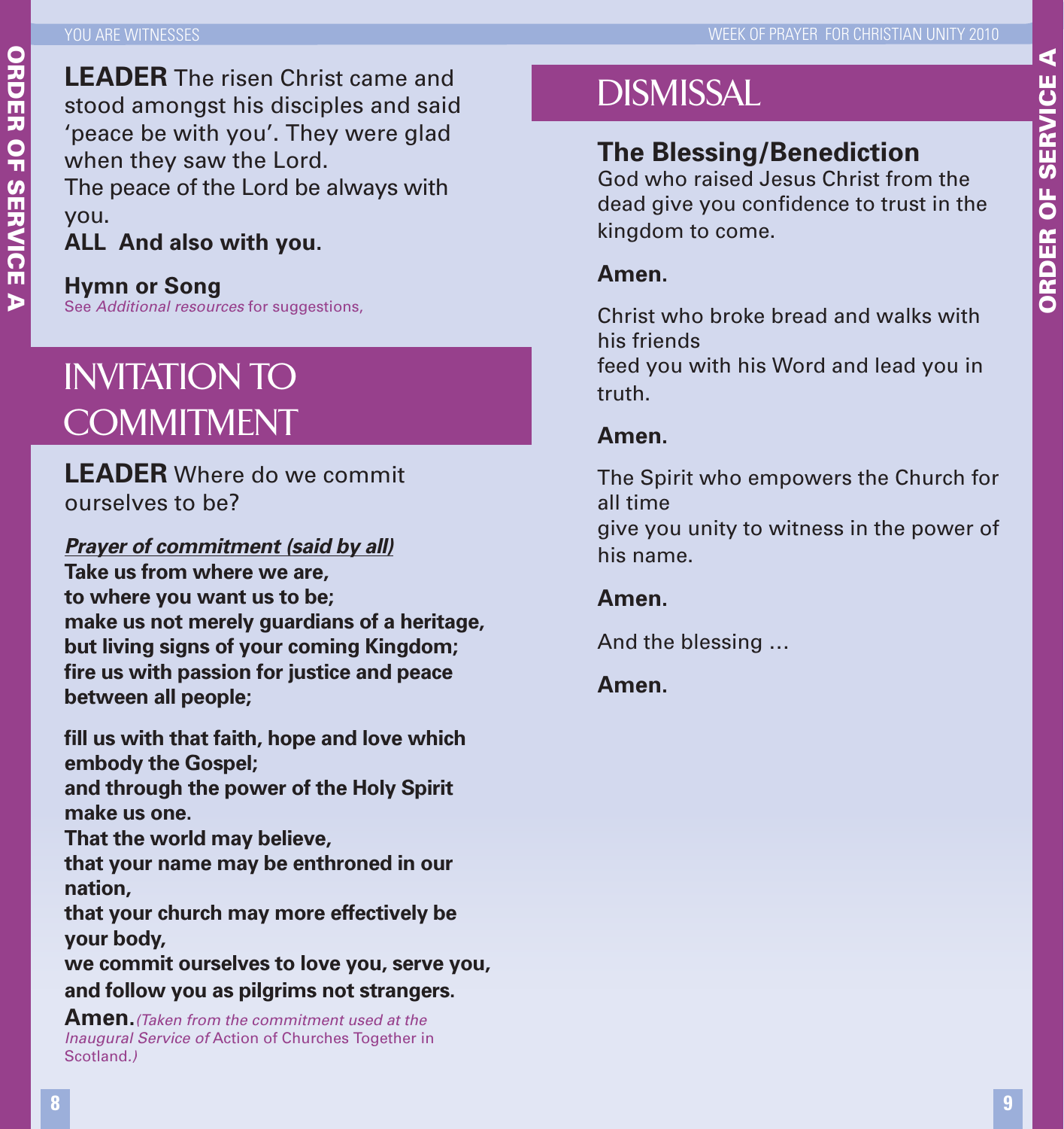**LEADER** The risen Christ came and stood amongst his disciples and said 'peace be with you'. They were glad when they saw the Lord.
The peace of the Lord be always with you.
**ALL And also with you.**

**Hymn or Song**
See *Additional resources* for suggestions,

# INVITATION TO COMMITMENT

**LEADER** Where do we commit ourselves to be?

***Prayer of commitment (said by all)***
**Take us from where we are,**
**to where you want us to be;**
**make us not merely guardians of a heritage,**
**but living signs of your coming Kingdom;**
**fire us with passion for justice and peace between all people;**

**fill us with that faith, hope and love which embody the Gospel;**
**and through the power of the Holy Spirit make us one.**
**That the world may believe,**
**that your name may be enthroned in our nation,**
**that your church may more effectively be your body,**
**we commit ourselves to love you, serve you, and follow you as pilgrims not strangers.**
**Amen.** *(Taken from the commitment used at the Inaugural Service of* Action of Churches Together in Scotland.*)*

# DISMISSAL

## The Blessing/Benediction

God who raised Jesus Christ from the dead give you confidence to trust in the kingdom to come.

**Amen.**

Christ who broke bread and walks with his friends
feed you with his Word and lead you in truth.

**Amen.**

The Spirit who empowers the Church for all time
give you unity to witness in the power of his name.

**Amen.**

And the blessing …

**Amen.**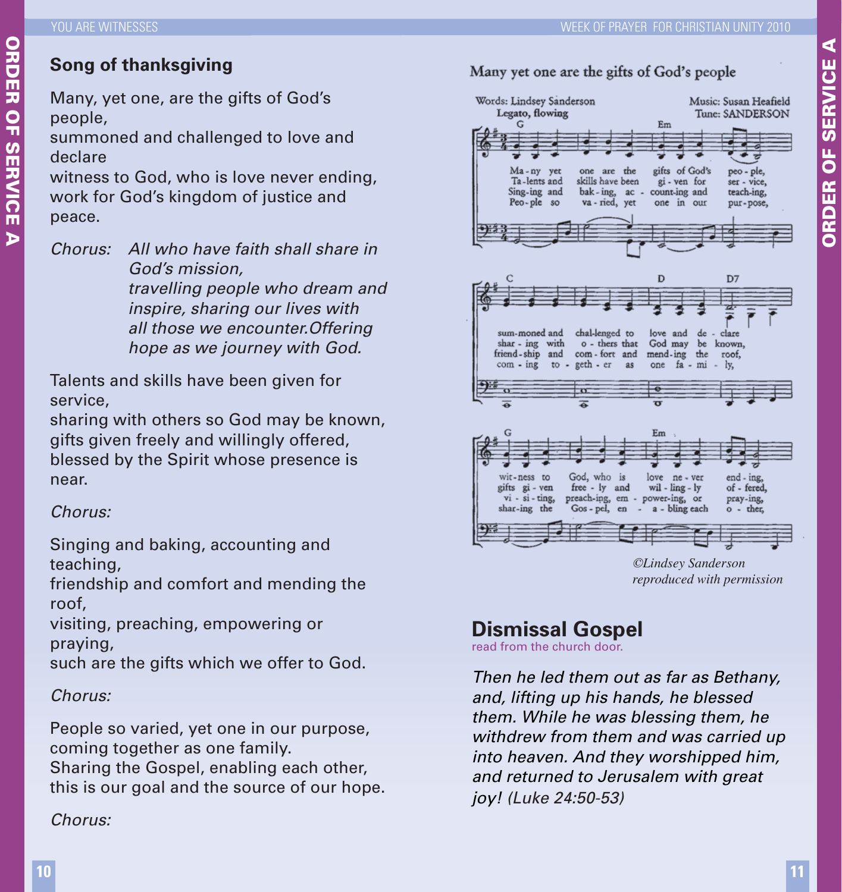## Song of thanksgiving

Many, yet one, are the gifts of God's people,
summoned and challenged to love and declare
witness to God, who is love never ending,
work for God's kingdom of justice and peace.

*Chorus: All who have faith shall share in God's mission,*
*travelling people who dream and inspire, sharing our lives with all those we encounter.Offering hope as we journey with God.*

Talents and skills have been given for service,
sharing with others so God may be known,
gifts given freely and willingly offered,
blessed by the Spirit whose presence is near.

*Chorus:*

Singing and baking, accounting and teaching,
friendship and comfort and mending the roof,
visiting, preaching, empowering or praying,
such are the gifts which we offer to God.

*Chorus:*

People so varied, yet one in our purpose,
coming together as one family.
Sharing the Gospel, enabling each other,
this is our goal and the source of our hope.

*Chorus:*

Many yet one are the gifts of God's people

Words: Lindsey Sanderson
Music: Susan Heafield
Tune: SANDERSON

*©Lindsey Sanderson reproduced with permission*

## Dismissal Gospel

read from the church door.

*Then he led them out as far as Bethany, and, lifting up his hands, he blessed them. While he was blessing them, he withdrew from them and was carried up into heaven. And they worshipped him, and returned to Jerusalem with great joy! (Luke 24:50-53)*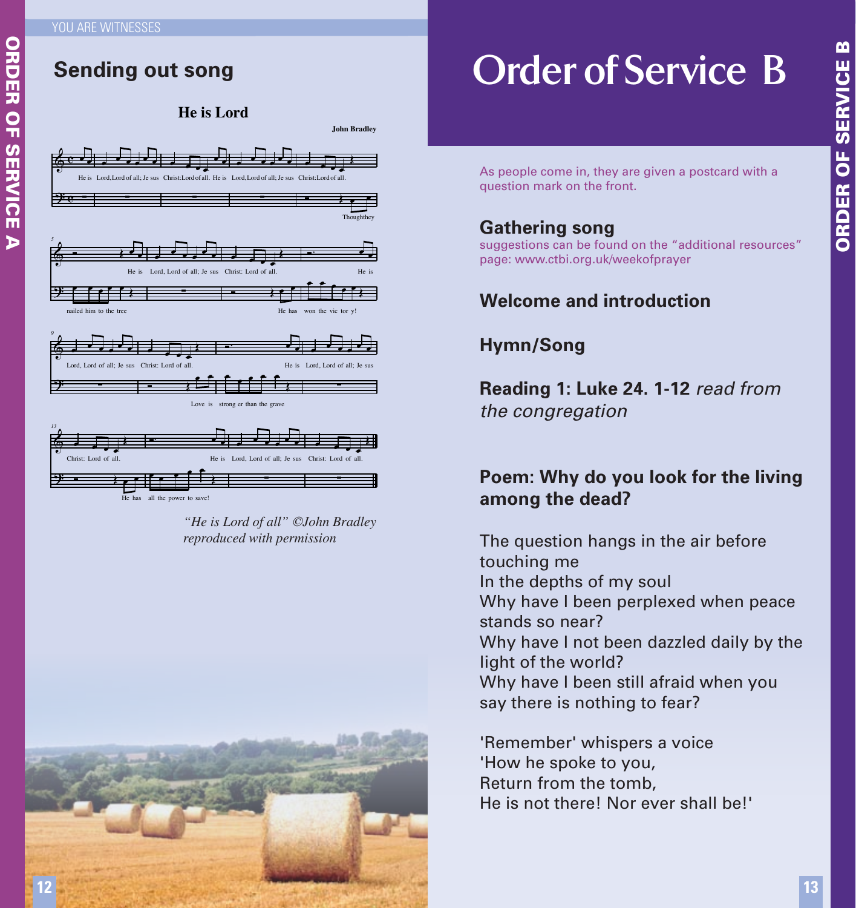## Sending out song

### He is Lord

John Bradley

He is Lord, Lord of all; Jesus Christ: Lord of all. He is Lord, Lord of all; Jesus Christ: Lord of all.

Though they nailed him to the tree

He is Lord, Lord of all; Jesus Christ: Lord of all.

He has won the victory!

He is Lord, Lord of all; Jesus Christ: Lord of all.

Love is stronger than the grave

He is Lord, Lord of all; Jesus Christ: Lord of all.

He has all the power to save!

He is Lord, Lord of all; Jesus Christ: Lord of all.

*"He is Lord of all" ©John Bradley reproduced with permission*

# Order of Service B

As people come in, they are given a postcard with a question mark on the front.

## Gathering song

suggestions can be found on the "additional resources" page: www.ctbi.org.uk/weekofprayer

## Welcome and introduction

## Hymn/Song

## Reading 1: Luke 24. 1-12 *read from the congregation*

## Poem: Why do you look for the living among the dead?

The question hangs in the air before touching me
In the depths of my soul
Why have I been perplexed when peace stands so near?
Why have I not been dazzled daily by the light of the world?
Why have I been still afraid when you say there is nothing to fear?

'Remember' whispers a voice
'How he spoke to you,
Return from the tomb,
He is not there! Nor ever shall be!'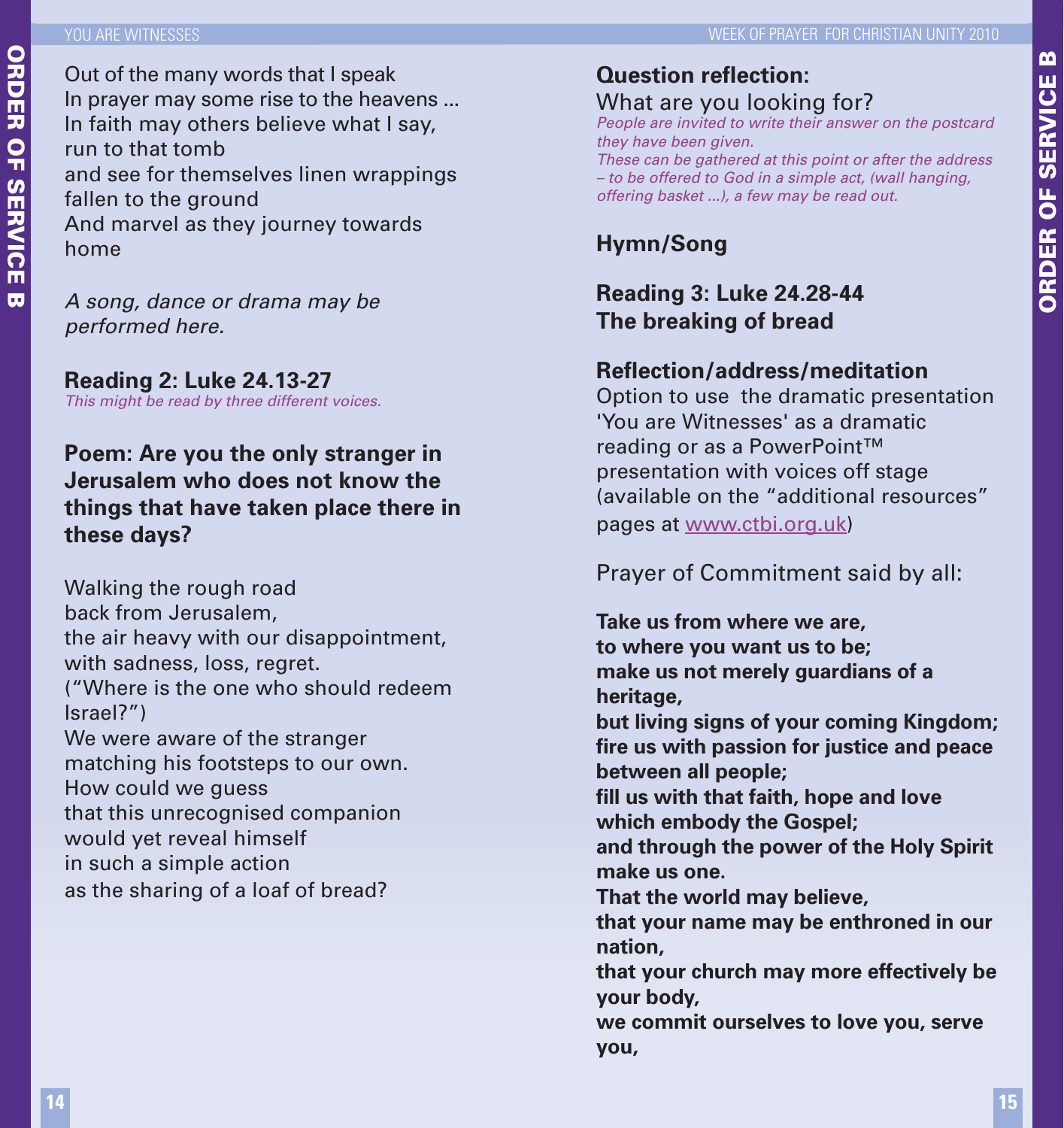Out of the many words that I speak
In prayer may some rise to the heavens ...
In faith may others believe what I say,
run to that tomb
and see for themselves linen wrappings
fallen to the ground
And marvel as they journey towards
home

*A song, dance or drama may be performed here.*

## Reading 2: Luke 24.13-27

*This might be read by three different voices.*

## Poem: Are you the only stranger in Jerusalem who does not know the things that have taken place there in these days?

Walking the rough road
back from Jerusalem,
the air heavy with our disappointment,
with sadness, loss, regret.
("Where is the one who should redeem
Israel?")
We were aware of the stranger
matching his footsteps to our own.
How could we guess
that this unrecognised companion
would yet reveal himself
in such a simple action
as the sharing of a loaf of bread?

## Question reflection:

What are you looking for?

*People are invited to write their answer on the postcard they have been given.*
*These can be gathered at this point or after the address – to be offered to God in a simple act, (wall hanging, offering basket ...), a few may be read out.*

## Hymn/Song

## Reading 3: Luke 24.28-44
## The breaking of bread

## Reflection/address/meditation

Option to use the dramatic presentation 'You are Witnesses' as a dramatic reading or as a PowerPoint™ presentation with voices off stage (available on the "additional resources" pages at www.ctbi.org.uk)

Prayer of Commitment said by all:

**Take us from where we are,**
**to where you want us to be;**
**make us not merely guardians of a heritage,**
**but living signs of your coming Kingdom;**
**fire us with passion for justice and peace between all people;**
**fill us with that faith, hope and love which embody the Gospel;**
**and through the power of the Holy Spirit make us one.**
**That the world may believe,**
**that your name may be enthroned in our nation,**
**that your church may more effectively be your body,**
**we commit ourselves to love you, serve you,**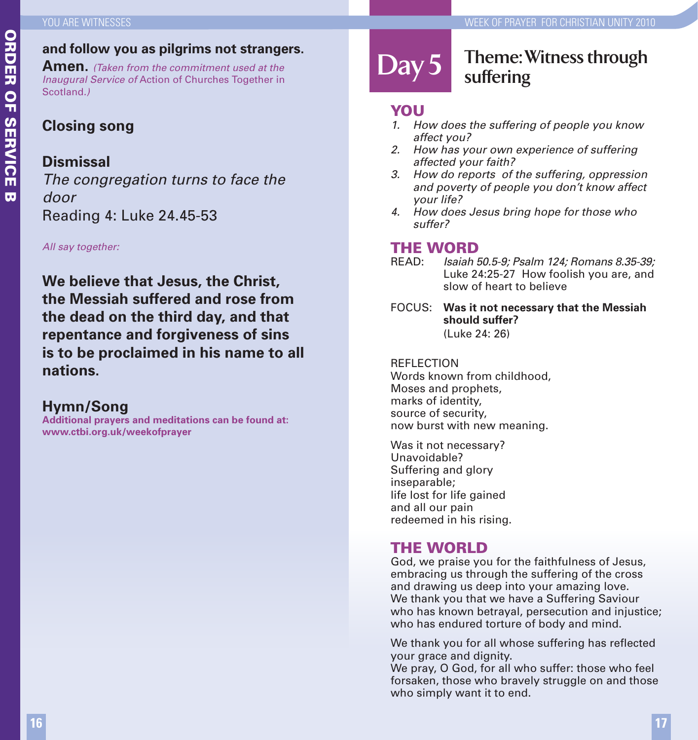**and follow you as pilgrims not strangers. Amen.** *(Taken from the commitment used at the Inaugural Service of* Action of Churches Together in Scotland.*)*

## Closing song

## Dismissal

*The congregation turns to face the door*

Reading 4: Luke 24.45-53

*All say together:*

**We believe that Jesus, the Christ, the Messiah suffered and rose from the dead on the third day, and that repentance and forgiveness of sins is to be proclaimed in his name to all nations.**

## Hymn/Song

**Additional prayers and meditations can be found at: www.ctbi.org.uk/weekofprayer**

# Day 5 Theme: Witness through suffering

## YOU

1. *How does the suffering of people you know affect you?*
2. *How has your own experience of suffering affected your faith?*
3. *How do reports of the suffering, oppression and poverty of people you don't know affect your life?*
4. *How does Jesus bring hope for those who suffer?*

## THE WORD

READ: *Isaiah 50.5-9; Psalm 124; Romans 8.35-39;* Luke 24:25-27 How foolish you are, and slow of heart to believe

FOCUS: **Was it not necessary that the Messiah should suffer?** (Luke 24: 26)

REFLECTION

Words known from childhood,
Moses and prophets,
marks of identity,
source of security,
now burst with new meaning.

Was it not necessary?
Unavoidable?
Suffering and glory
inseparable;
life lost for life gained
and all our pain
redeemed in his rising.

## THE WORLD

God, we praise you for the faithfulness of Jesus, embracing us through the suffering of the cross and drawing us deep into your amazing love.
We thank you that we have a Suffering Saviour who has known betrayal, persecution and injustice; who has endured torture of body and mind.

We thank you for all whose suffering has reflected your grace and dignity.
We pray, O God, for all who suffer: those who feel forsaken, those who bravely struggle on and those who simply want it to end.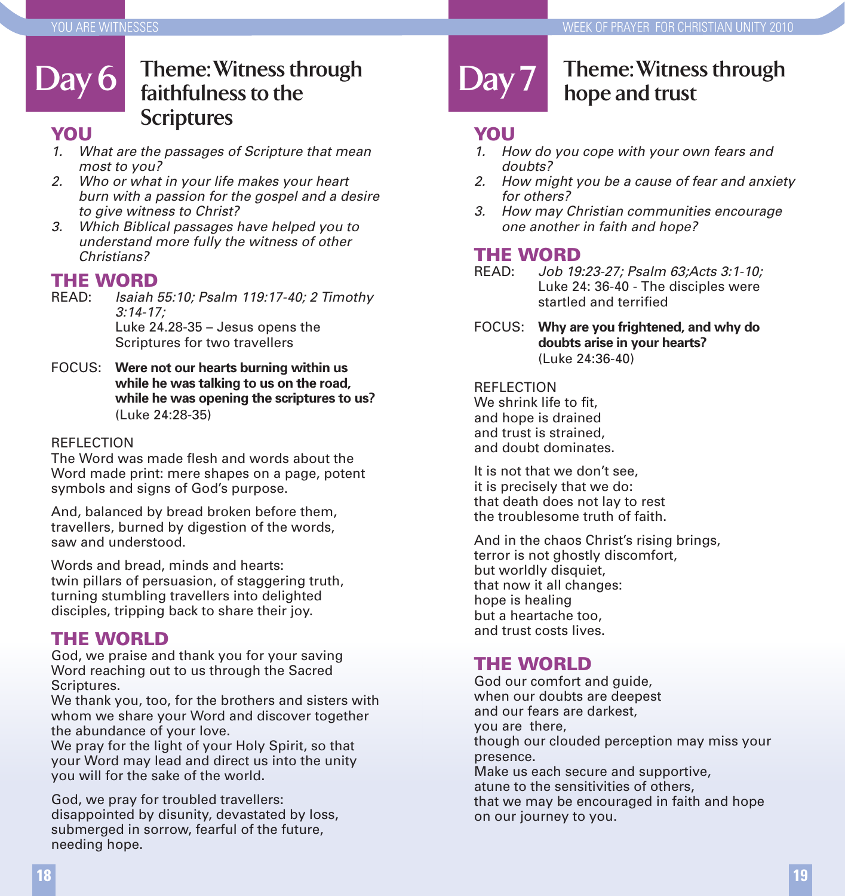# Day 6

## Theme: Witness through faithfulness to the Scriptures

### YOU

1. *What are the passages of Scripture that mean most to you?*
2. *Who or what in your life makes your heart burn with a passion for the gospel and a desire to give witness to Christ?*
3. *Which Biblical passages have helped you to understand more fully the witness of other Christians?*

### THE WORD

READ: *Isaiah 55:10; Psalm 119:17-40; 2 Timothy 3:14-17;*
Luke 24.28-35 – Jesus opens the Scriptures for two travellers

FOCUS: **Were not our hearts burning within us while he was talking to us on the road, while he was opening the scriptures to us?** (Luke 24:28-35)

REFLECTION
The Word was made flesh and words about the Word made print: mere shapes on a page, potent symbols and signs of God's purpose.

And, balanced by bread broken before them, travellers, burned by digestion of the words, saw and understood.

Words and bread, minds and hearts:
twin pillars of persuasion, of staggering truth, turning stumbling travellers into delighted disciples, tripping back to share their joy.

### THE WORLD

God, we praise and thank you for your saving Word reaching out to us through the Sacred Scriptures.
We thank you, too, for the brothers and sisters with whom we share your Word and discover together the abundance of your love.
We pray for the light of your Holy Spirit, so that your Word may lead and direct us into the unity you will for the sake of the world.

God, we pray for troubled travellers:
disappointed by disunity, devastated by loss, submerged in sorrow, fearful of the future, needing hope.

# Day 7

## Theme: Witness through hope and trust

### YOU

1. *How do you cope with your own fears and doubts?*
2. *How might you be a cause of fear and anxiety for others?*
3. *How may Christian communities encourage one another in faith and hope?*

### THE WORD

READ: *Job 19:23-27; Psalm 63;Acts 3:1-10;*
Luke 24: 36-40 - The disciples were startled and terrified

FOCUS: **Why are you frightened, and why do doubts arise in your hearts?** (Luke 24:36-40)

REFLECTION
We shrink life to fit,
and hope is drained
and trust is strained,
and doubt dominates.

It is not that we don't see,
it is precisely that we do:
that death does not lay to rest
the troublesome truth of faith.

And in the chaos Christ's rising brings,
terror is not ghostly discomfort,
but worldly disquiet,
that now it all changes:
hope is healing
but a heartache too,
and trust costs lives.

### THE WORLD

God our comfort and guide,
when our doubts are deepest
and our fears are darkest,
you are there,
though our clouded perception may miss your presence.
Make us each secure and supportive,
atune to the sensitivities of others,
that we may be encouraged in faith and hope
on our journey to you.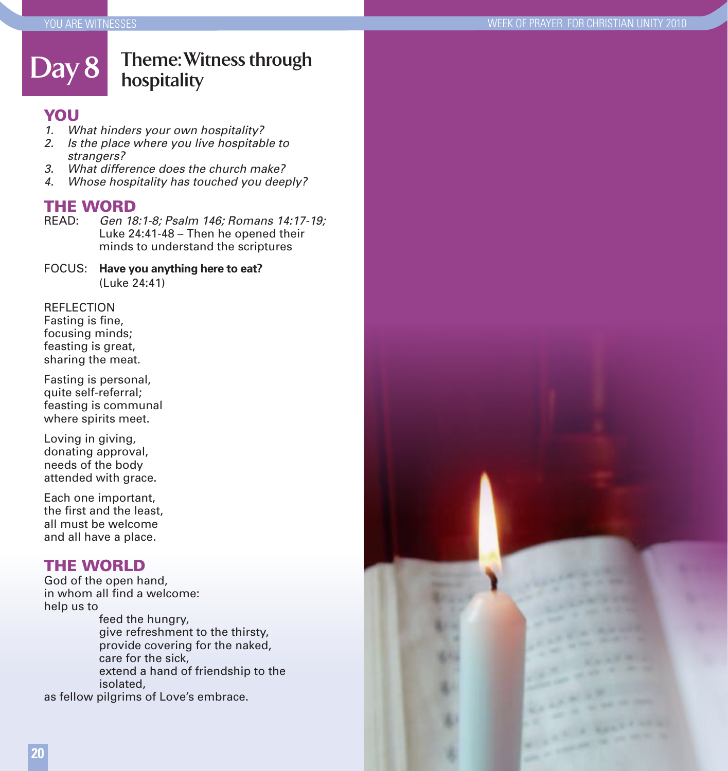# Day 8

## Theme: Witness through hospitality

### YOU

1. *What hinders your own hospitality?*
2. *Is the place where you live hospitable to strangers?*
3. *What difference does the church make?*
4. *Whose hospitality has touched you deeply?*

### THE WORD

READ: *Gen 18:1-8; Psalm 146; Romans 14:17-19;* Luke 24:41-48 – Then he opened their minds to understand the scriptures

FOCUS: **Have you anything here to eat?** (Luke 24:41)

REFLECTION

Fasting is fine,
focusing minds;
feasting is great,
sharing the meat.

Fasting is personal,
quite self-referral;
feasting is communal
where spirits meet.

Loving in giving,
donating approval,
needs of the body
attended with grace.

Each one important,
the first and the least,
all must be welcome
and all have a place.

### THE WORLD

God of the open hand,
in whom all find a welcome:
help us to

feed the hungry,
give refreshment to the thirsty,
provide covering for the naked,
care for the sick,
extend a hand of friendship to the isolated,

as fellow pilgrims of Love's embrace.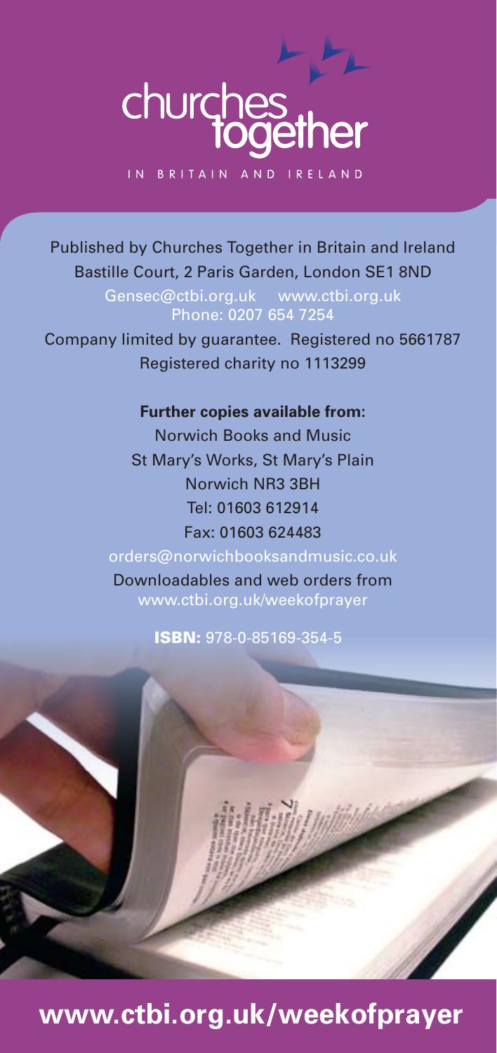churches together

IN BRITAIN AND IRELAND

Published by Churches Together in Britain and Ireland
Bastille Court, 2 Paris Garden, London SE1 8ND
Gensec@ctbi.org.uk www.ctbi.org.uk
Phone: 0207 654 7254

Company limited by guarantee. Registered no 5661787
Registered charity no 1113299

**Further copies available from:**

Norwich Books and Music
St Mary's Works, St Mary's Plain
Norwich NR3 3BH
Tel: 01603 612914
Fax: 01603 624483
orders@norwichbooksandmusic.co.uk

Downloadables and web orders from
www.ctbi.org.uk/weekofprayer

**ISBN:** 978-0-85169-354-5

**www.ctbi.org.uk/weekofprayer**